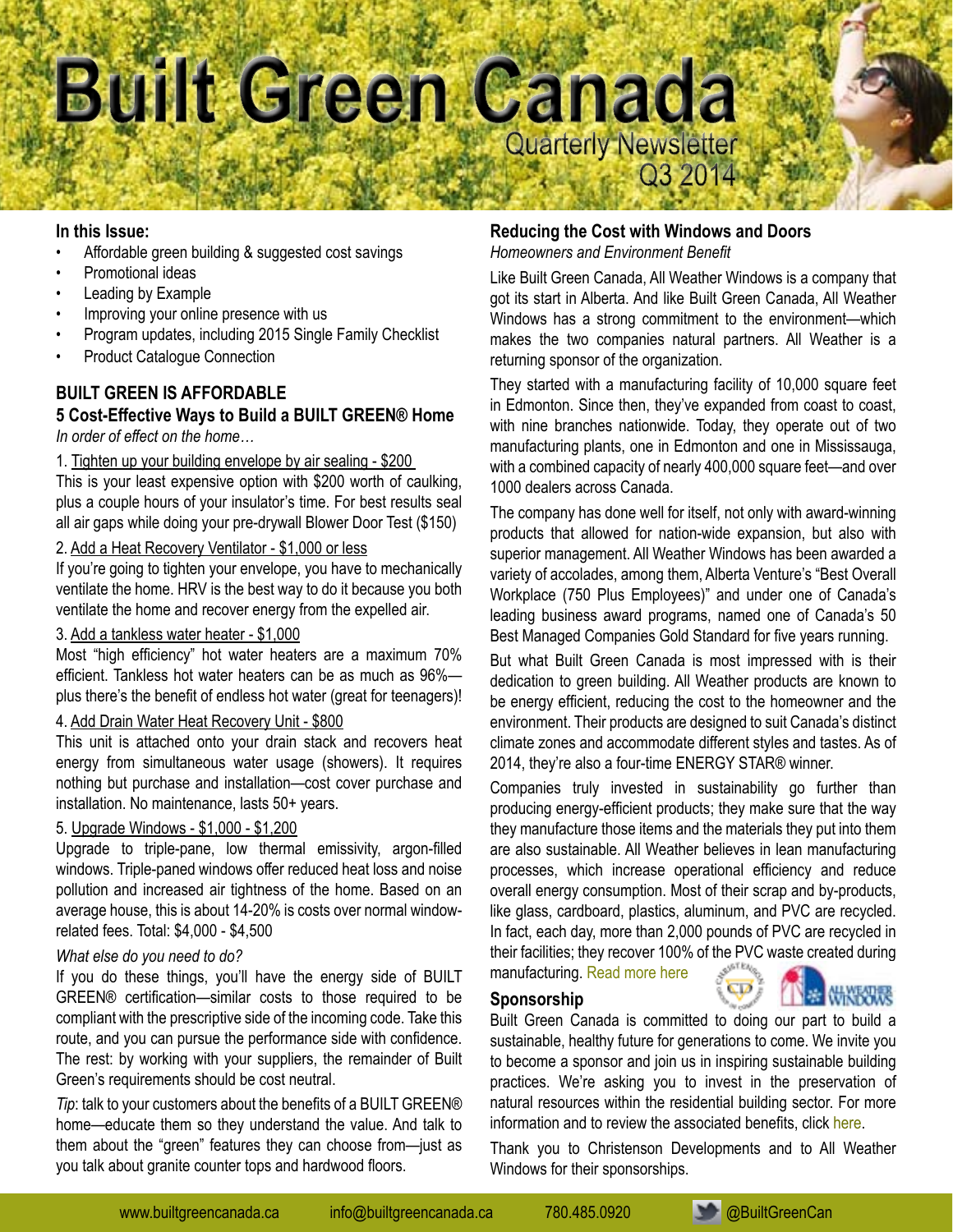# Built Green Canada

Quarterly Newsletter
Q3 2014

**In this Issue:**

- Affordable green building & suggested cost savings
- Promotional ideas
- Leading by Example
- Improving your online presence with us
- Program updates, including 2015 Single Family Checklist
- Product Catalogue Connection

## BUILT GREEN IS AFFORDABLE

### 5 Cost-Effective Ways to Build a BUILT GREEN® Home

*In order of effect on the home…*

1. Tighten up your building envelope by air sealing - $200

This is your least expensive option with $200 worth of caulking, plus a couple hours of your insulator's time. For best results seal all air gaps while doing your pre-drywall Blower Door Test ($150)

2. Add a Heat Recovery Ventilator - $1,000 or less

If you're going to tighten your envelope, you have to mechanically ventilate the home. HRV is the best way to do it because you both ventilate the home and recover energy from the expelled air.

3. Add a tankless water heater - $1,000

Most "high efficiency" hot water heaters are a maximum 70% efficient. Tankless hot water heaters can be as much as 96%—plus there's the benefit of endless hot water (great for teenagers)!

4. Add Drain Water Heat Recovery Unit - $800

This unit is attached onto your drain stack and recovers heat energy from simultaneous water usage (showers). It requires nothing but purchase and installation—cost cover purchase and installation. No maintenance, lasts 50+ years.

5. Upgrade Windows - $1,000 - $1,200

Upgrade to triple-pane, low thermal emissivity, argon-filled windows. Triple-paned windows offer reduced heat loss and noise pollution and increased air tightness of the home. Based on an average house, this is about 14-20% is costs over normal window-related fees. Total: $4,000 - $4,500

*What else do you need to do?*

If you do these things, you'll have the energy side of BUILT GREEN® certification—similar costs to those required to be compliant with the prescriptive side of the incoming code. Take this route, and you can pursue the performance side with confidence. The rest: by working with your suppliers, the remainder of Built Green's requirements should be cost neutral.

*Tip*: talk to your customers about the benefits of a BUILT GREEN® home—educate them so they understand the value. And talk to them about the "green" features they can choose from—just as you talk about granite counter tops and hardwood floors.

## Reducing the Cost with Windows and Doors

*Homeowners and Environment Benefit*

Like Built Green Canada, All Weather Windows is a company that got its start in Alberta. And like Built Green Canada, All Weather Windows has a strong commitment to the environment—which makes the two companies natural partners. All Weather is a returning sponsor of the organization.

They started with a manufacturing facility of 10,000 square feet in Edmonton. Since then, they've expanded from coast to coast, with nine branches nationwide. Today, they operate out of two manufacturing plants, one in Edmonton and one in Mississauga, with a combined capacity of nearly 400,000 square feet—and over 1000 dealers across Canada.

The company has done well for itself, not only with award-winning products that allowed for nation-wide expansion, but also with superior management. All Weather Windows has been awarded a variety of accolades, among them, Alberta Venture's "Best Overall Workplace (750 Plus Employees)" and under one of Canada's leading business award programs, named one of Canada's 50 Best Managed Companies Gold Standard for five years running.

But what Built Green Canada is most impressed with is their dedication to green building. All Weather products are known to be energy efficient, reducing the cost to the homeowner and the environment. Their products are designed to suit Canada's distinct climate zones and accommodate different styles and tastes. As of 2014, they're also a four-time ENERGY STAR® winner.

Companies truly invested in sustainability go further than producing energy-efficient products; they make sure that the way they manufacture those items and the materials they put into them are also sustainable. All Weather believes in lean manufacturing processes, which increase operational efficiency and reduce overall energy consumption. Most of their scrap and by-products, like glass, cardboard, plastics, aluminum, and PVC are recycled. In fact, each day, more than 2,000 pounds of PVC are recycled in their facilities; they recover 100% of the PVC waste created during manufacturing. Read more here

## Sponsorship

Built Green Canada is committed to doing our part to build a sustainable, healthy future for generations to come. We invite you to become a sponsor and join us in inspiring sustainable building practices. We're asking you to invest in the preservation of natural resources within the residential building sector. For more information and to review the associated benefits, click here.

Thank you to Christenson Developments and to All Weather Windows for their sponsorships.

www.builtgreencanada.ca | info@builtgreencanada.ca | 780.485.0920 | @BuiltGreenCan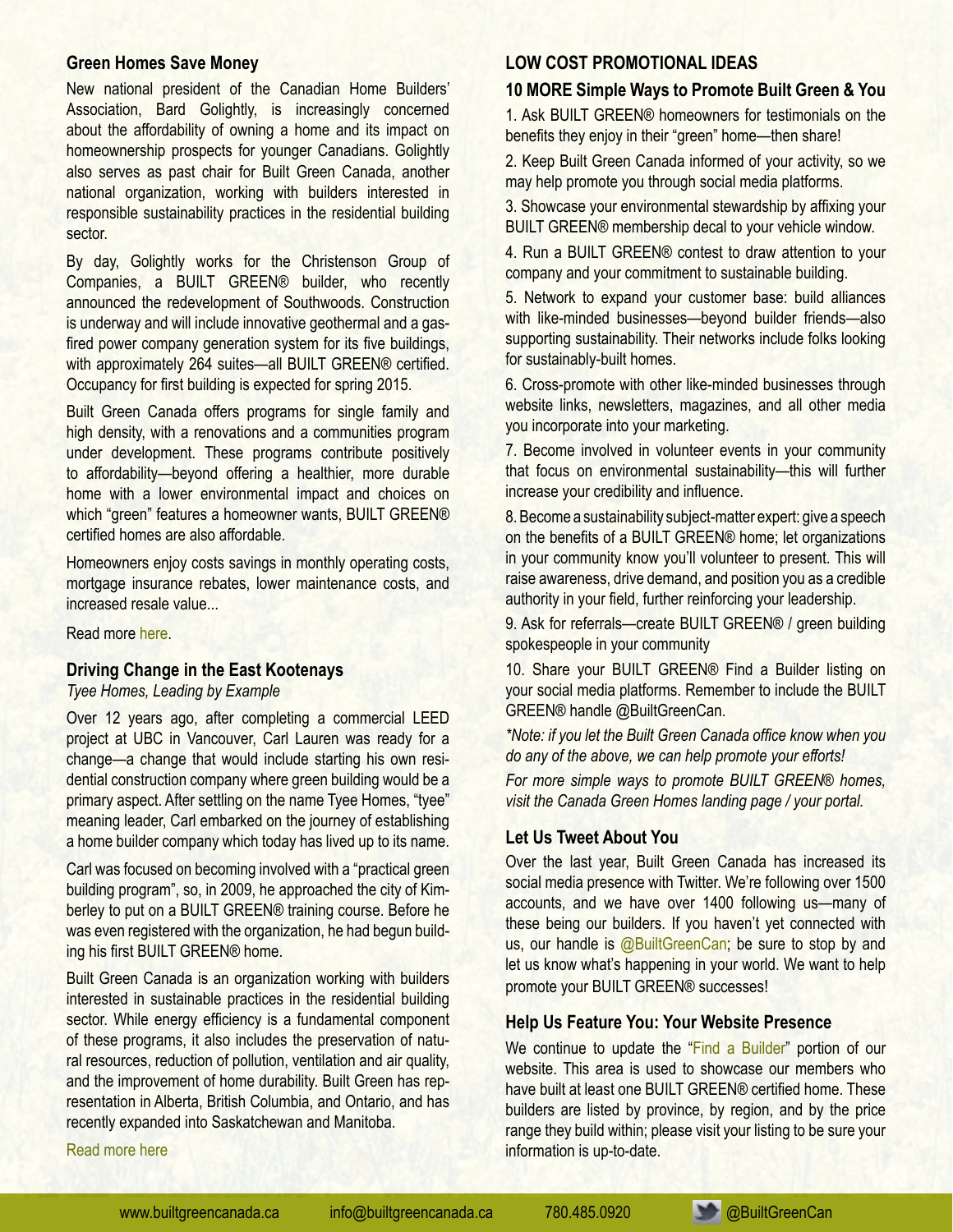## Green Homes Save Money

New national president of the Canadian Home Builders' Association, Bard Golightly, is increasingly concerned about the affordability of owning a home and its impact on homeownership prospects for younger Canadians. Golightly also serves as past chair for Built Green Canada, another national organization, working with builders interested in responsible sustainability practices in the residential building sector.

By day, Golightly works for the Christenson Group of Companies, a BUILT GREEN® builder, who recently announced the redevelopment of Southwoods. Construction is underway and will include innovative geothermal and a gas-fired power company generation system for its five buildings, with approximately 264 suites—all BUILT GREEN® certified. Occupancy for first building is expected for spring 2015.

Built Green Canada offers programs for single family and high density, with a renovations and a communities program under development. These programs contribute positively to affordability—beyond offering a healthier, more durable home with a lower environmental impact and choices on which "green" features a homeowner wants, BUILT GREEN® certified homes are also affordable.

Homeowners enjoy costs savings in monthly operating costs, mortgage insurance rebates, lower maintenance costs, and increased resale value...

Read more here.

## Driving Change in the East Kootenays

*Tyee Homes, Leading by Example*

Over 12 years ago, after completing a commercial LEED project at UBC in Vancouver, Carl Lauren was ready for a change—a change that would include starting his own residential construction company where green building would be a primary aspect. After settling on the name Tyee Homes, "tyee" meaning leader, Carl embarked on the journey of establishing a home builder company which today has lived up to its name.

Carl was focused on becoming involved with a "practical green building program", so, in 2009, he approached the city of Kimberley to put on a BUILT GREEN® training course. Before he was even registered with the organization, he had begun building his first BUILT GREEN® home.

Built Green Canada is an organization working with builders interested in sustainable practices in the residential building sector. While energy efficiency is a fundamental component of these programs, it also includes the preservation of natural resources, reduction of pollution, ventilation and air quality, and the improvement of home durability. Built Green has representation in Alberta, British Columbia, and Ontario, and has recently expanded into Saskatchewan and Manitoba.

Read more here

## LOW COST PROMOTIONAL IDEAS

### 10 MORE Simple Ways to Promote Built Green & You

1. Ask BUILT GREEN® homeowners for testimonials on the benefits they enjoy in their "green" home—then share!
2. Keep Built Green Canada informed of your activity, so we may help promote you through social media platforms.
3. Showcase your environmental stewardship by affixing your BUILT GREEN® membership decal to your vehicle window.
4. Run a BUILT GREEN® contest to draw attention to your company and your commitment to sustainable building.
5. Network to expand your customer base: build alliances with like-minded businesses—beyond builder friends—also supporting sustainability. Their networks include folks looking for sustainably-built homes.
6. Cross-promote with other like-minded businesses through website links, newsletters, magazines, and all other media you incorporate into your marketing.
7. Become involved in volunteer events in your community that focus on environmental sustainability—this will further increase your credibility and influence.
8. Become a sustainability subject-matter expert: give a speech on the benefits of a BUILT GREEN® home; let organizations in your community know you'll volunteer to present. This will raise awareness, drive demand, and position you as a credible authority in your field, further reinforcing your leadership.
9. Ask for referrals—create BUILT GREEN® / green building spokespeople in your community
10. Share your BUILT GREEN® Find a Builder listing on your social media platforms. Remember to include the BUILT GREEN® handle @BuiltGreenCan.

*\*Note: if you let the Built Green Canada office know when you do any of the above, we can help promote your efforts!*

*For more simple ways to promote BUILT GREEN® homes, visit the Canada Green Homes landing page / your portal.*

## Let Us Tweet About You

Over the last year, Built Green Canada has increased its social media presence with Twitter. We're following over 1500 accounts, and we have over 1400 following us—many of these being our builders. If you haven't yet connected with us, our handle is @BuiltGreenCan; be sure to stop by and let us know what's happening in your world. We want to help promote your BUILT GREEN® successes!

## Help Us Feature You: Your Website Presence

We continue to update the "Find a Builder" portion of our website. This area is used to showcase our members who have built at least one BUILT GREEN® certified home. These builders are listed by province, by region, and by the price range they build within; please visit your listing to be sure your information is up-to-date.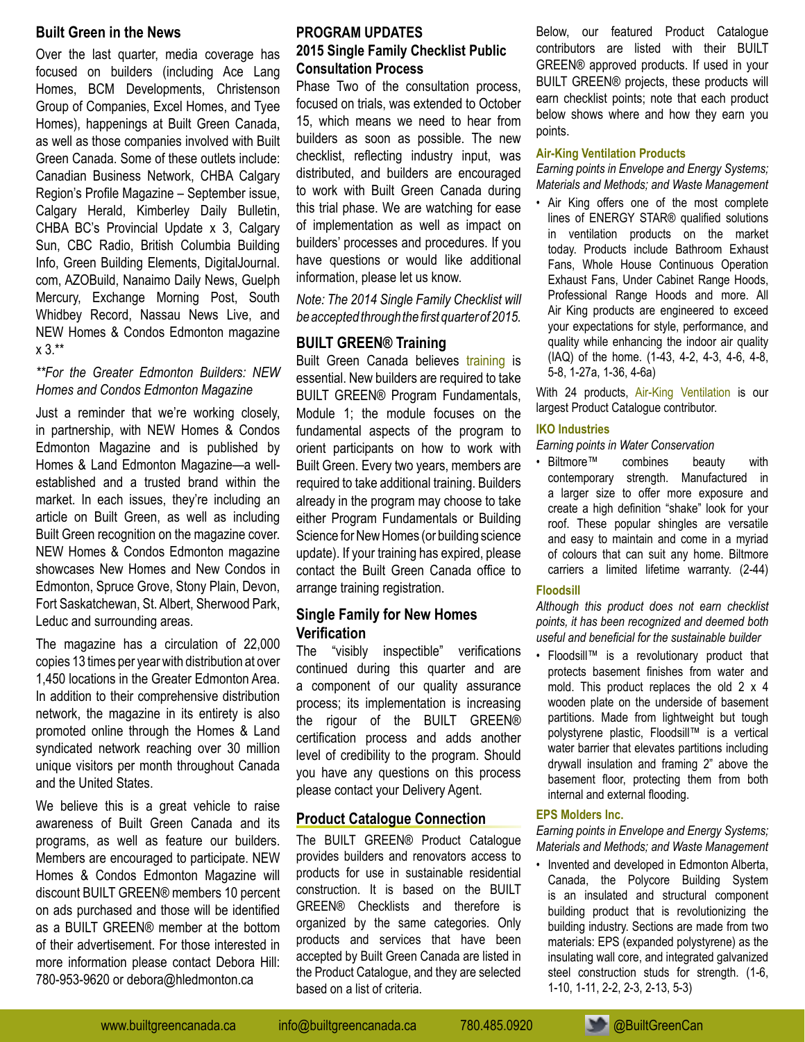## Built Green in the News

Over the last quarter, media coverage has focused on builders (including Ace Lang Homes, BCM Developments, Christenson Group of Companies, Excel Homes, and Tyee Homes), happenings at Built Green Canada, as well as those companies involved with Built Green Canada. Some of these outlets include: Canadian Business Network, CHBA Calgary Region's Profile Magazine – September issue, Calgary Herald, Kimberley Daily Bulletin, CHBA BC's Provincial Update x 3, Calgary Sun, CBC Radio, British Columbia Building Info, Green Building Elements, DigitalJournal.com, AZOBuild, Nanaimo Daily News, Guelph Mercury, Exchange Morning Post, South Whidbey Record, Nassau News Live, and NEW Homes & Condos Edmonton magazine x 3.**

*\*\*For the Greater Edmonton Builders: NEW Homes and Condos Edmonton Magazine*

Just a reminder that we're working closely, in partnership, with NEW Homes & Condos Edmonton Magazine and is published by Homes & Land Edmonton Magazine—a well-established and a trusted brand within the market. In each issues, they're including an article on Built Green, as well as including Built Green recognition on the magazine cover. NEW Homes & Condos Edmonton magazine showcases New Homes and New Condos in Edmonton, Spruce Grove, Stony Plain, Devon, Fort Saskatchewan, St. Albert, Sherwood Park, Leduc and surrounding areas.

The magazine has a circulation of 22,000 copies 13 times per year with distribution at over 1,450 locations in the Greater Edmonton Area. In addition to their comprehensive distribution network, the magazine in its entirety is also promoted online through the Homes & Land syndicated network reaching over 30 million unique visitors per month throughout Canada and the United States.

We believe this is a great vehicle to raise awareness of Built Green Canada and its programs, as well as feature our builders. Members are encouraged to participate. NEW Homes & Condos Edmonton Magazine will discount BUILT GREEN® members 10 percent on ads purchased and those will be identified as a BUILT GREEN® member at the bottom of their advertisement. For those interested in more information please contact Debora Hill: 780-953-9620 or debora@hledmonton.ca

## PROGRAM UPDATES

### 2015 Single Family Checklist Public Consultation Process

Phase Two of the consultation process, focused on trials, was extended to October 15, which means we need to hear from builders as soon as possible. The new checklist, reflecting industry input, was distributed, and builders are encouraged to work with Built Green Canada during this trial phase. We are watching for ease of implementation as well as impact on builders' processes and procedures. If you have questions or would like additional information, please let us know.

*Note: The 2014 Single Family Checklist will be accepted through the first quarter of 2015.*

### BUILT GREEN® Training

Built Green Canada believes training is essential. New builders are required to take BUILT GREEN® Program Fundamentals, Module 1; the module focuses on the fundamental aspects of the program to orient participants on how to work with Built Green. Every two years, members are required to take additional training. Builders already in the program may choose to take either Program Fundamentals or Building Science for New Homes (or building science update). If your training has expired, please contact the Built Green Canada office to arrange training registration.

### Single Family for New Homes Verification

The "visibly inspectible" verifications continued during this quarter and are a component of our quality assurance process; its implementation is increasing the rigour of the BUILT GREEN® certification process and adds another level of credibility to the program. Should you have any questions on this process please contact your Delivery Agent.

## Product Catalogue Connection

The BUILT GREEN® Product Catalogue provides builders and renovators access to products for use in sustainable residential construction. It is based on the BUILT GREEN® Checklists and therefore is organized by the same categories. Only products and services that have been accepted by Built Green Canada are listed in the Product Catalogue, and they are selected based on a list of criteria.

Below, our featured Product Catalogue contributors are listed with their BUILT GREEN® approved products. If used in your BUILT GREEN® projects, these products will earn checklist points; note that each product below shows where and how they earn you points.

### Air-King Ventilation Products

*Earning points in Envelope and Energy Systems; Materials and Methods; and Waste Management*

- Air King offers one of the most complete lines of ENERGY STAR® qualified solutions in ventilation products on the market today. Products include Bathroom Exhaust Fans, Whole House Continuous Operation Exhaust Fans, Under Cabinet Range Hoods, Professional Range Hoods and more. All Air King products are engineered to exceed your expectations for style, performance, and quality while enhancing the indoor air quality (IAQ) of the home. (1-43, 4-2, 4-3, 4-6, 4-8, 5-8, 1-27a, 1-36, 4-6a)

With 24 products, Air-King Ventilation is our largest Product Catalogue contributor.

### IKO Industries

*Earning points in Water Conservation*

- Biltmore™ combines beauty with contemporary strength. Manufactured in a larger size to offer more exposure and create a high definition "shake" look for your roof. These popular shingles are versatile and easy to maintain and come in a myriad of colours that can suit any home. Biltmore carriers a limited lifetime warranty. (2-44)

### Floodsill

*Although this product does not earn checklist points, it has been recognized and deemed both useful and beneficial for the sustainable builder*

- Floodsill™ is a revolutionary product that protects basement finishes from water and mold. This product replaces the old 2 x 4 wooden plate on the underside of basement partitions. Made from lightweight but tough polystyrene plastic, Floodsill™ is a vertical water barrier that elevates partitions including drywall insulation and framing 2" above the basement floor, protecting them from both internal and external flooding.

### EPS Molders Inc.

*Earning points in Envelope and Energy Systems; Materials and Methods; and Waste Management*

- Invented and developed in Edmonton Alberta, Canada, the Polycore Building System is an insulated and structural component building product that is revolutionizing the building industry. Sections are made from two materials: EPS (expanded polystyrene) as the insulating wall core, and integrated galvanized steel construction studs for strength. (1-6, 1-10, 1-11, 2-2, 2-3, 2-13, 5-3)

www.builtgreencanada.ca info@builtgreencanada.ca 780.485.0920 @BuiltGreenCan